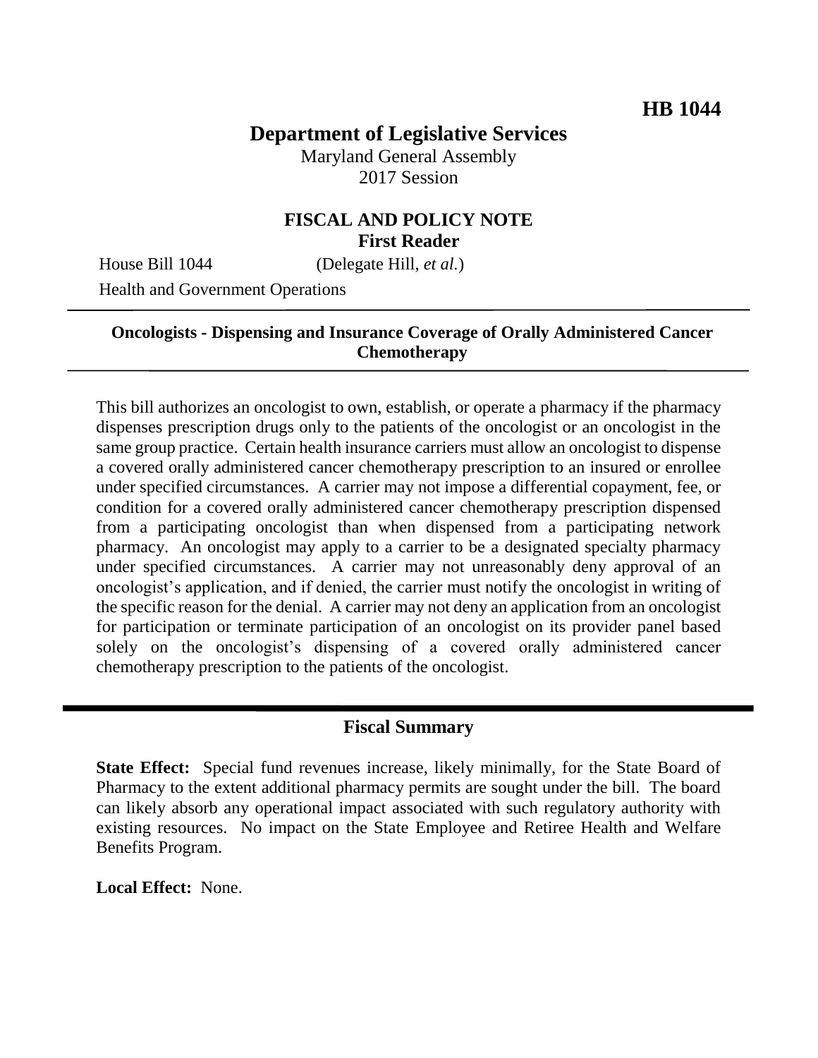**HB 1044**

# Department of Legislative Services

Maryland General Assembly
2017 Session

## FISCAL AND POLICY NOTE
**First Reader**

House Bill 1044 (Delegate Hill, *et al.*)
Health and Government Operations

**Oncologists - Dispensing and Insurance Coverage of Orally Administered Cancer Chemotherapy**

This bill authorizes an oncologist to own, establish, or operate a pharmacy if the pharmacy dispenses prescription drugs only to the patients of the oncologist or an oncologist in the same group practice. Certain health insurance carriers must allow an oncologist to dispense a covered orally administered cancer chemotherapy prescription to an insured or enrollee under specified circumstances. A carrier may not impose a differential copayment, fee, or condition for a covered orally administered cancer chemotherapy prescription dispensed from a participating oncologist than when dispensed from a participating network pharmacy. An oncologist may apply to a carrier to be a designated specialty pharmacy under specified circumstances. A carrier may not unreasonably deny approval of an oncologist's application, and if denied, the carrier must notify the oncologist in writing of the specific reason for the denial. A carrier may not deny an application from an oncologist for participation or terminate participation of an oncologist on its provider panel based solely on the oncologist's dispensing of a covered orally administered cancer chemotherapy prescription to the patients of the oncologist.

## Fiscal Summary

**State Effect:** Special fund revenues increase, likely minimally, for the State Board of Pharmacy to the extent additional pharmacy permits are sought under the bill. The board can likely absorb any operational impact associated with such regulatory authority with existing resources. No impact on the State Employee and Retiree Health and Welfare Benefits Program.

**Local Effect:** None.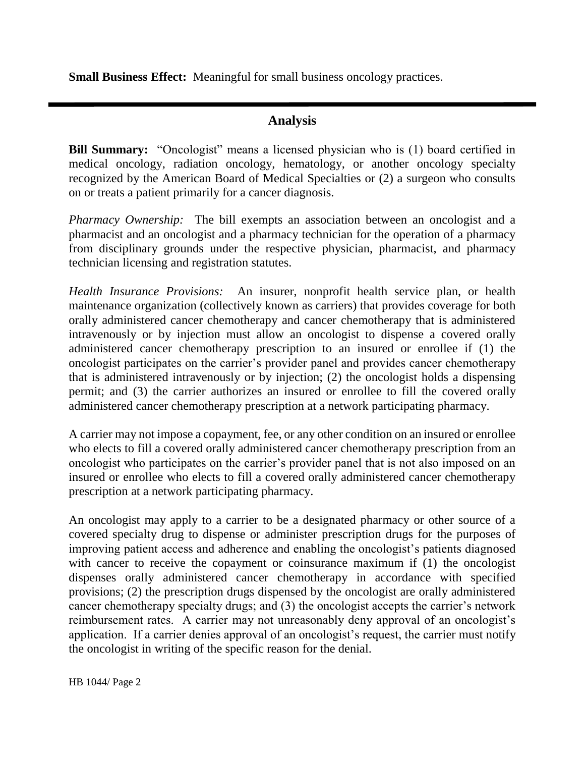**Small Business Effect:** Meaningful for small business oncology practices.

## Analysis

**Bill Summary:** "Oncologist" means a licensed physician who is (1) board certified in medical oncology, radiation oncology, hematology, or another oncology specialty recognized by the American Board of Medical Specialties or (2) a surgeon who consults on or treats a patient primarily for a cancer diagnosis.

*Pharmacy Ownership:* The bill exempts an association between an oncologist and a pharmacist and an oncologist and a pharmacy technician for the operation of a pharmacy from disciplinary grounds under the respective physician, pharmacist, and pharmacy technician licensing and registration statutes.

*Health Insurance Provisions:* An insurer, nonprofit health service plan, or health maintenance organization (collectively known as carriers) that provides coverage for both orally administered cancer chemotherapy and cancer chemotherapy that is administered intravenously or by injection must allow an oncologist to dispense a covered orally administered cancer chemotherapy prescription to an insured or enrollee if (1) the oncologist participates on the carrier's provider panel and provides cancer chemotherapy that is administered intravenously or by injection; (2) the oncologist holds a dispensing permit; and (3) the carrier authorizes an insured or enrollee to fill the covered orally administered cancer chemotherapy prescription at a network participating pharmacy.

A carrier may not impose a copayment, fee, or any other condition on an insured or enrollee who elects to fill a covered orally administered cancer chemotherapy prescription from an oncologist who participates on the carrier's provider panel that is not also imposed on an insured or enrollee who elects to fill a covered orally administered cancer chemotherapy prescription at a network participating pharmacy.

An oncologist may apply to a carrier to be a designated pharmacy or other source of a covered specialty drug to dispense or administer prescription drugs for the purposes of improving patient access and adherence and enabling the oncologist's patients diagnosed with cancer to receive the copayment or coinsurance maximum if (1) the oncologist dispenses orally administered cancer chemotherapy in accordance with specified provisions; (2) the prescription drugs dispensed by the oncologist are orally administered cancer chemotherapy specialty drugs; and (3) the oncologist accepts the carrier's network reimbursement rates. A carrier may not unreasonably deny approval of an oncologist's application. If a carrier denies approval of an oncologist's request, the carrier must notify the oncologist in writing of the specific reason for the denial.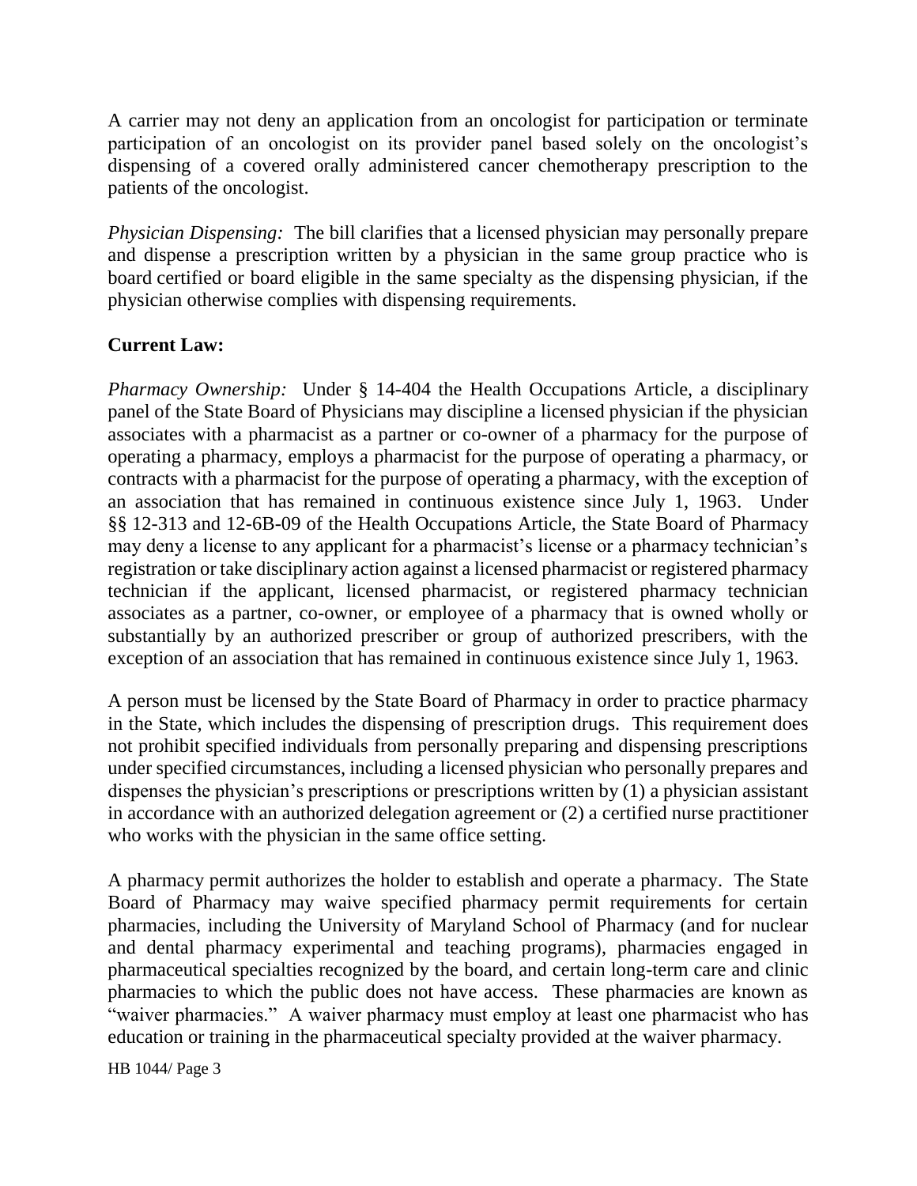A carrier may not deny an application from an oncologist for participation or terminate participation of an oncologist on its provider panel based solely on the oncologist's dispensing of a covered orally administered cancer chemotherapy prescription to the patients of the oncologist.

*Physician Dispensing:* The bill clarifies that a licensed physician may personally prepare and dispense a prescription written by a physician in the same group practice who is board certified or board eligible in the same specialty as the dispensing physician, if the physician otherwise complies with dispensing requirements.

**Current Law:**

*Pharmacy Ownership:* Under § 14-404 the Health Occupations Article, a disciplinary panel of the State Board of Physicians may discipline a licensed physician if the physician associates with a pharmacist as a partner or co-owner of a pharmacy for the purpose of operating a pharmacy, employs a pharmacist for the purpose of operating a pharmacy, or contracts with a pharmacist for the purpose of operating a pharmacy, with the exception of an association that has remained in continuous existence since July 1, 1963. Under §§ 12-313 and 12-6B-09 of the Health Occupations Article, the State Board of Pharmacy may deny a license to any applicant for a pharmacist's license or a pharmacy technician's registration or take disciplinary action against a licensed pharmacist or registered pharmacy technician if the applicant, licensed pharmacist, or registered pharmacy technician associates as a partner, co-owner, or employee of a pharmacy that is owned wholly or substantially by an authorized prescriber or group of authorized prescribers, with the exception of an association that has remained in continuous existence since July 1, 1963.

A person must be licensed by the State Board of Pharmacy in order to practice pharmacy in the State, which includes the dispensing of prescription drugs. This requirement does not prohibit specified individuals from personally preparing and dispensing prescriptions under specified circumstances, including a licensed physician who personally prepares and dispenses the physician's prescriptions or prescriptions written by (1) a physician assistant in accordance with an authorized delegation agreement or (2) a certified nurse practitioner who works with the physician in the same office setting.

A pharmacy permit authorizes the holder to establish and operate a pharmacy. The State Board of Pharmacy may waive specified pharmacy permit requirements for certain pharmacies, including the University of Maryland School of Pharmacy (and for nuclear and dental pharmacy experimental and teaching programs), pharmacies engaged in pharmaceutical specialties recognized by the board, and certain long-term care and clinic pharmacies to which the public does not have access. These pharmacies are known as "waiver pharmacies." A waiver pharmacy must employ at least one pharmacist who has education or training in the pharmaceutical specialty provided at the waiver pharmacy.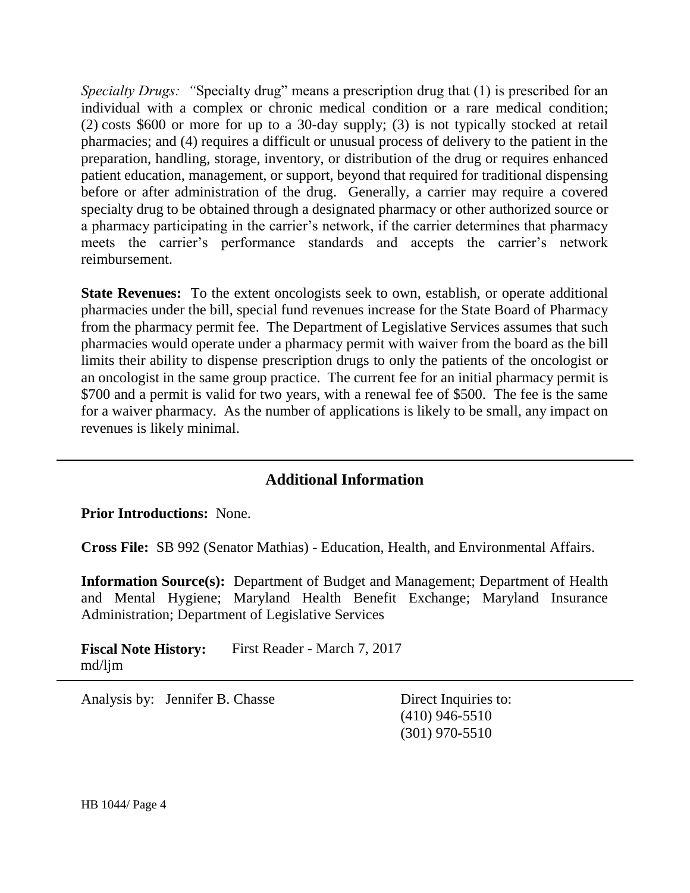*Specialty Drugs: "*Specialty drug" means a prescription drug that (1) is prescribed for an individual with a complex or chronic medical condition or a rare medical condition; (2) costs $600 or more for up to a 30-day supply; (3) is not typically stocked at retail pharmacies; and (4) requires a difficult or unusual process of delivery to the patient in the preparation, handling, storage, inventory, or distribution of the drug or requires enhanced patient education, management, or support, beyond that required for traditional dispensing before or after administration of the drug. Generally, a carrier may require a covered specialty drug to be obtained through a designated pharmacy or other authorized source or a pharmacy participating in the carrier's network, if the carrier determines that pharmacy meets the carrier's performance standards and accepts the carrier's network reimbursement.

**State Revenues:** To the extent oncologists seek to own, establish, or operate additional pharmacies under the bill, special fund revenues increase for the State Board of Pharmacy from the pharmacy permit fee. The Department of Legislative Services assumes that such pharmacies would operate under a pharmacy permit with waiver from the board as the bill limits their ability to dispense prescription drugs to only the patients of the oncologist or an oncologist in the same group practice. The current fee for an initial pharmacy permit is $700 and a permit is valid for two years, with a renewal fee of $500. The fee is the same for a waiver pharmacy. As the number of applications is likely to be small, any impact on revenues is likely minimal.

## Additional Information

**Prior Introductions:** None.

**Cross File:** SB 992 (Senator Mathias) - Education, Health, and Environmental Affairs.

**Information Source(s):** Department of Budget and Management; Department of Health and Mental Hygiene; Maryland Health Benefit Exchange; Maryland Insurance Administration; Department of Legislative Services

**Fiscal Note History:** First Reader - March 7, 2017
md/ljm

Analysis by: Jennifer B. Chasse

Direct Inquiries to:
(410) 946-5510
(301) 970-5510